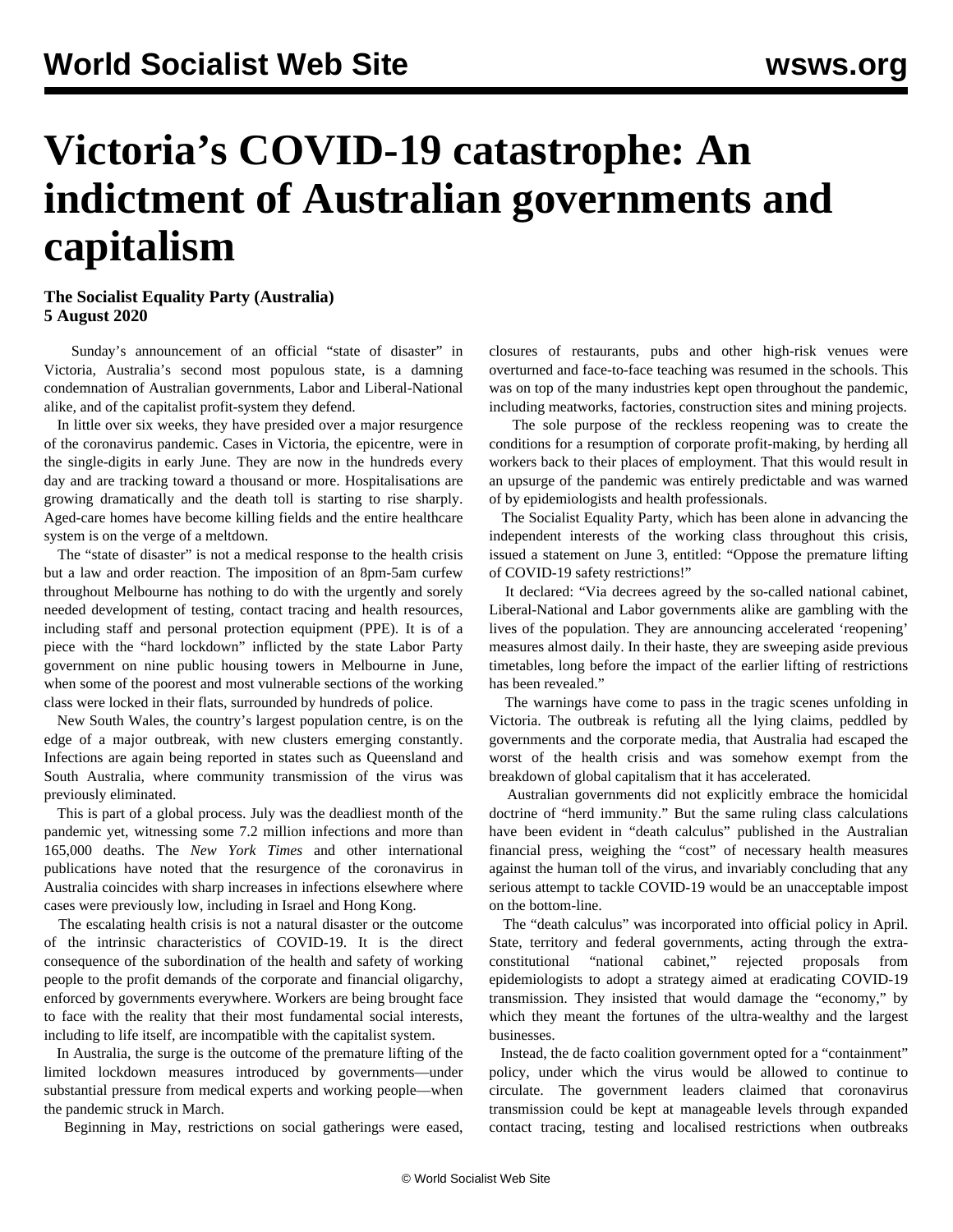# Victoria's COVID-19 catastrophe: An indictment of Australian governments and capitalism

**The Socialist Equality Party (Australia)**
**5 August 2020**

Sunday's announcement of an official "state of disaster" in Victoria, Australia's second most populous state, is a damning condemnation of Australian governments, Labor and Liberal-National alike, and of the capitalist profit-system they defend.

In little over six weeks, they have presided over a major resurgence of the coronavirus pandemic. Cases in Victoria, the epicentre, were in the single-digits in early June. They are now in the hundreds every day and are tracking toward a thousand or more. Hospitalisations are growing dramatically and the death toll is starting to rise sharply. Aged-care homes have become killing fields and the entire healthcare system is on the verge of a meltdown.

The "state of disaster" is not a medical response to the health crisis but a law and order reaction. The imposition of an 8pm-5am curfew throughout Melbourne has nothing to do with the urgently and sorely needed development of testing, contact tracing and health resources, including staff and personal protection equipment (PPE). It is of a piece with the "hard lockdown" inflicted by the state Labor Party government on nine public housing towers in Melbourne in June, when some of the poorest and most vulnerable sections of the working class were locked in their flats, surrounded by hundreds of police.

New South Wales, the country's largest population centre, is on the edge of a major outbreak, with new clusters emerging constantly. Infections are again being reported in states such as Queensland and South Australia, where community transmission of the virus was previously eliminated.

This is part of a global process. July was the deadliest month of the pandemic yet, witnessing some 7.2 million infections and more than 165,000 deaths. The *New York Times* and other international publications have noted that the resurgence of the coronavirus in Australia coincides with sharp increases in infections elsewhere where cases were previously low, including in Israel and Hong Kong.

The escalating health crisis is not a natural disaster or the outcome of the intrinsic characteristics of COVID-19. It is the direct consequence of the subordination of the health and safety of working people to the profit demands of the corporate and financial oligarchy, enforced by governments everywhere. Workers are being brought face to face with the reality that their most fundamental social interests, including to life itself, are incompatible with the capitalist system.

In Australia, the surge is the outcome of the premature lifting of the limited lockdown measures introduced by governments—under substantial pressure from medical experts and working people—when the pandemic struck in March.

Beginning in May, restrictions on social gatherings were eased, closures of restaurants, pubs and other high-risk venues were overturned and face-to-face teaching was resumed in the schools. This was on top of the many industries kept open throughout the pandemic, including meatworks, factories, construction sites and mining projects.

The sole purpose of the reckless reopening was to create the conditions for a resumption of corporate profit-making, by herding all workers back to their places of employment. That this would result in an upsurge of the pandemic was entirely predictable and was warned of by epidemiologists and health professionals.

The Socialist Equality Party, which has been alone in advancing the independent interests of the working class throughout this crisis, issued a statement on June 3, entitled: "Oppose the premature lifting of COVID-19 safety restrictions!"

It declared: "Via decrees agreed by the so-called national cabinet, Liberal-National and Labor governments alike are gambling with the lives of the population. They are announcing accelerated 'reopening' measures almost daily. In their haste, they are sweeping aside previous timetables, long before the impact of the earlier lifting of restrictions has been revealed."

The warnings have come to pass in the tragic scenes unfolding in Victoria. The outbreak is refuting all the lying claims, peddled by governments and the corporate media, that Australia had escaped the worst of the health crisis and was somehow exempt from the breakdown of global capitalism that it has accelerated.

Australian governments did not explicitly embrace the homicidal doctrine of "herd immunity." But the same ruling class calculations have been evident in "death calculus" published in the Australian financial press, weighing the "cost" of necessary health measures against the human toll of the virus, and invariably concluding that any serious attempt to tackle COVID-19 would be an unacceptable impost on the bottom-line.

The "death calculus" was incorporated into official policy in April. State, territory and federal governments, acting through the extra-constitutional "national cabinet," rejected proposals from epidemiologists to adopt a strategy aimed at eradicating COVID-19 transmission. They insisted that would damage the "economy," by which they meant the fortunes of the ultra-wealthy and the largest businesses.

Instead, the de facto coalition government opted for a "containment" policy, under which the virus would be allowed to continue to circulate. The government leaders claimed that coronavirus transmission could be kept at manageable levels through expanded contact tracing, testing and localised restrictions when outbreaks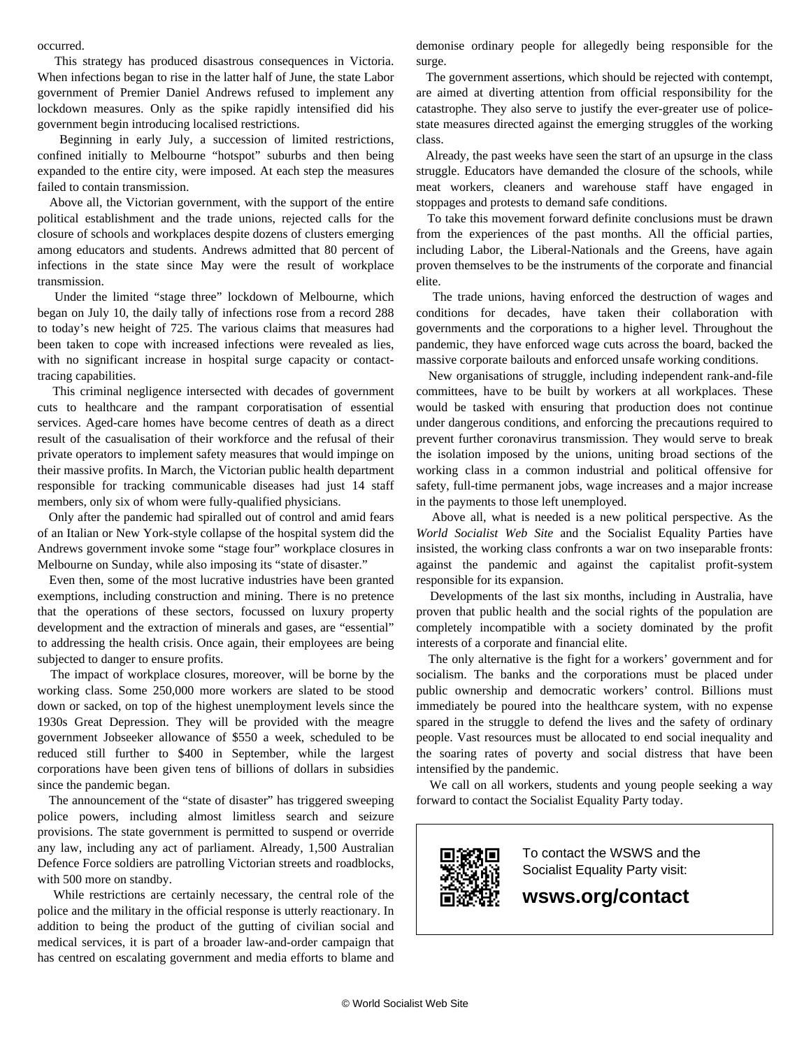occurred.

This strategy has produced disastrous consequences in Victoria. When infections began to rise in the latter half of June, the state Labor government of Premier Daniel Andrews refused to implement any lockdown measures. Only as the spike rapidly intensified did his government begin introducing localised restrictions.

Beginning in early July, a succession of limited restrictions, confined initially to Melbourne "hotspot" suburbs and then being expanded to the entire city, were imposed. At each step the measures failed to contain transmission.

Above all, the Victorian government, with the support of the entire political establishment and the trade unions, rejected calls for the closure of schools and workplaces despite dozens of clusters emerging among educators and students. Andrews admitted that 80 percent of infections in the state since May were the result of workplace transmission.

Under the limited "stage three" lockdown of Melbourne, which began on July 10, the daily tally of infections rose from a record 288 to today's new height of 725. The various claims that measures had been taken to cope with increased infections were revealed as lies, with no significant increase in hospital surge capacity or contact-tracing capabilities.

This criminal negligence intersected with decades of government cuts to healthcare and the rampant corporatisation of essential services. Aged-care homes have become centres of death as a direct result of the casualisation of their workforce and the refusal of their private operators to implement safety measures that would impinge on their massive profits. In March, the Victorian public health department responsible for tracking communicable diseases had just 14 staff members, only six of whom were fully-qualified physicians.

Only after the pandemic had spiralled out of control and amid fears of an Italian or New York-style collapse of the hospital system did the Andrews government invoke some "stage four" workplace closures in Melbourne on Sunday, while also imposing its "state of disaster."

Even then, some of the most lucrative industries have been granted exemptions, including construction and mining. There is no pretence that the operations of these sectors, focussed on luxury property development and the extraction of minerals and gases, are "essential" to addressing the health crisis. Once again, their employees are being subjected to danger to ensure profits.

The impact of workplace closures, moreover, will be borne by the working class. Some 250,000 more workers are slated to be stood down or sacked, on top of the highest unemployment levels since the 1930s Great Depression. They will be provided with the meagre government Jobseeker allowance of $550 a week, scheduled to be reduced still further to $400 in September, while the largest corporations have been given tens of billions of dollars in subsidies since the pandemic began.

The announcement of the "state of disaster" has triggered sweeping police powers, including almost limitless search and seizure provisions. The state government is permitted to suspend or override any law, including any act of parliament. Already, 1,500 Australian Defence Force soldiers are patrolling Victorian streets and roadblocks, with 500 more on standby.

While restrictions are certainly necessary, the central role of the police and the military in the official response is utterly reactionary. In addition to being the product of the gutting of civilian social and medical services, it is part of a broader law-and-order campaign that has centred on escalating government and media efforts to blame and demonise ordinary people for allegedly being responsible for the surge.

The government assertions, which should be rejected with contempt, are aimed at diverting attention from official responsibility for the catastrophe. They also serve to justify the ever-greater use of police-state measures directed against the emerging struggles of the working class.

Already, the past weeks have seen the start of an upsurge in the class struggle. Educators have demanded the closure of the schools, while meat workers, cleaners and warehouse staff have engaged in stoppages and protests to demand safe conditions.

To take this movement forward definite conclusions must be drawn from the experiences of the past months. All the official parties, including Labor, the Liberal-Nationals and the Greens, have again proven themselves to be the instruments of the corporate and financial elite.

The trade unions, having enforced the destruction of wages and conditions for decades, have taken their collaboration with governments and the corporations to a higher level. Throughout the pandemic, they have enforced wage cuts across the board, backed the massive corporate bailouts and enforced unsafe working conditions.

New organisations of struggle, including independent rank-and-file committees, have to be built by workers at all workplaces. These would be tasked with ensuring that production does not continue under dangerous conditions, and enforcing the precautions required to prevent further coronavirus transmission. They would serve to break the isolation imposed by the unions, uniting broad sections of the working class in a common industrial and political offensive for safety, full-time permanent jobs, wage increases and a major increase in the payments to those left unemployed.

Above all, what is needed is a new political perspective. As the *World Socialist Web Site* and the Socialist Equality Parties have insisted, the working class confronts a war on two inseparable fronts: against the pandemic and against the capitalist profit-system responsible for its expansion.

Developments of the last six months, including in Australia, have proven that public health and the social rights of the population are completely incompatible with a society dominated by the profit interests of a corporate and financial elite.

The only alternative is the fight for a workers' government and for socialism. The banks and the corporations must be placed under public ownership and democratic workers' control. Billions must immediately be poured into the healthcare system, with no expense spared in the struggle to defend the lives and the safety of ordinary people. Vast resources must be allocated to end social inequality and the soaring rates of poverty and social distress that have been intensified by the pandemic.

We call on all workers, students and young people seeking a way forward to contact the Socialist Equality Party today.

To contact the WSWS and the Socialist Equality Party visit:

**wsws.org/contact**